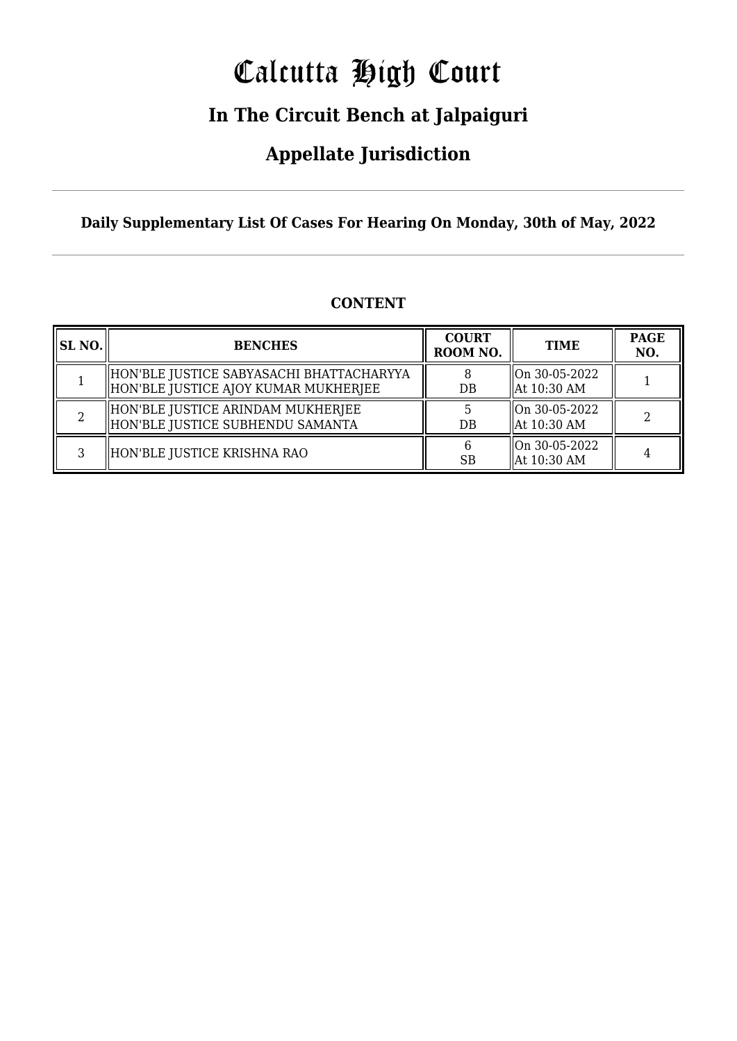# Calcutta High Court

## In The Circuit Bench at Jalpaiguri

## Appellate Jurisdiction

**Daily Supplementary List Of Cases For Hearing On Monday, 30th of May, 2022**

### CONTENT

| SL NO. | BENCHES | COURT ROOM NO. | TIME | PAGE NO. |
|---|---|---|---|---|
| 1 | HON'BLE JUSTICE SABYASACHI BHATTACHARYYA<br>HON'BLE JUSTICE AJOY KUMAR MUKHERJEE | 8<br>DB | On 30-05-2022<br>At 10:30 AM | 1 |
| 2 | HON'BLE JUSTICE ARINDAM MUKHERJEE<br>HON'BLE JUSTICE SUBHENDU SAMANTA | 5<br>DB | On 30-05-2022<br>At 10:30 AM | 2 |
| 3 | HON'BLE JUSTICE KRISHNA RAO | 6<br>SB | On 30-05-2022<br>At 10:30 AM | 4 |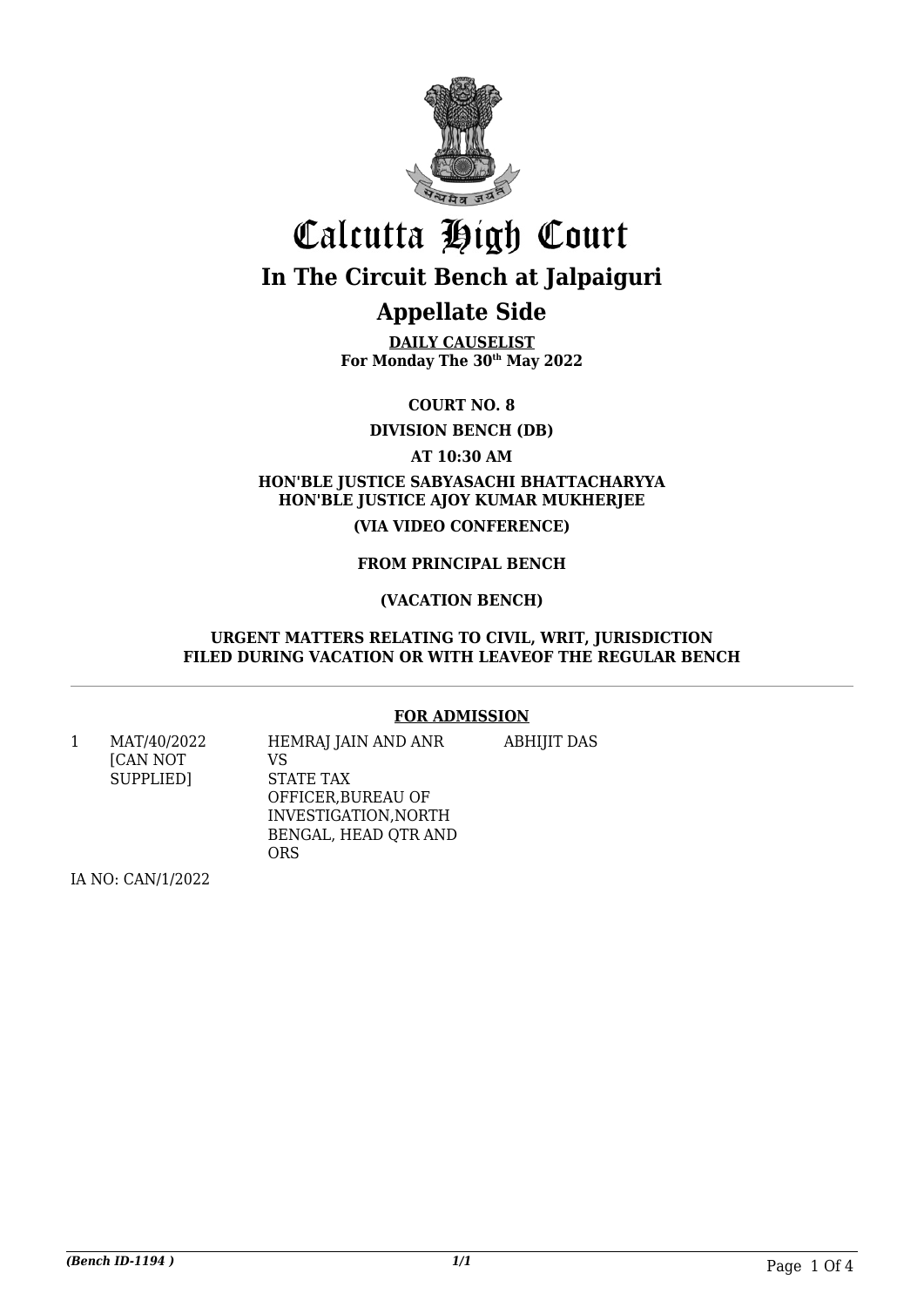# Calcutta High Court

## In The Circuit Bench at Jalpaiguri

## Appellate Side

**DAILY CAUSELIST**
**For Monday The 30th May 2022**

**COURT NO. 8**

**DIVISION BENCH (DB)**

**AT 10:30 AM**

**HON'BLE JUSTICE SABYASACHI BHATTACHARYYA**
**HON'BLE JUSTICE AJOY KUMAR MUKHERJEE**

**(VIA VIDEO CONFERENCE)**

**FROM PRINCIPAL BENCH**

**(VACATION BENCH)**

**URGENT MATTERS RELATING TO CIVIL, WRIT, JURISDICTION FILED DURING VACATION OR WITH LEAVEOF THE REGULAR BENCH**

**FOR ADMISSION**

| | | | |
|---|---|---|---|
| 1 | MAT/40/2022 [CAN NOT SUPPLIED] | HEMRAJ JAIN AND ANR VS STATE TAX OFFICER,BUREAU OF INVESTIGATION,NORTH BENGAL, HEAD QTR AND ORS | ABHIJIT DAS |

IA NO: CAN/1/2022

*(Bench ID-1194 )* 1/1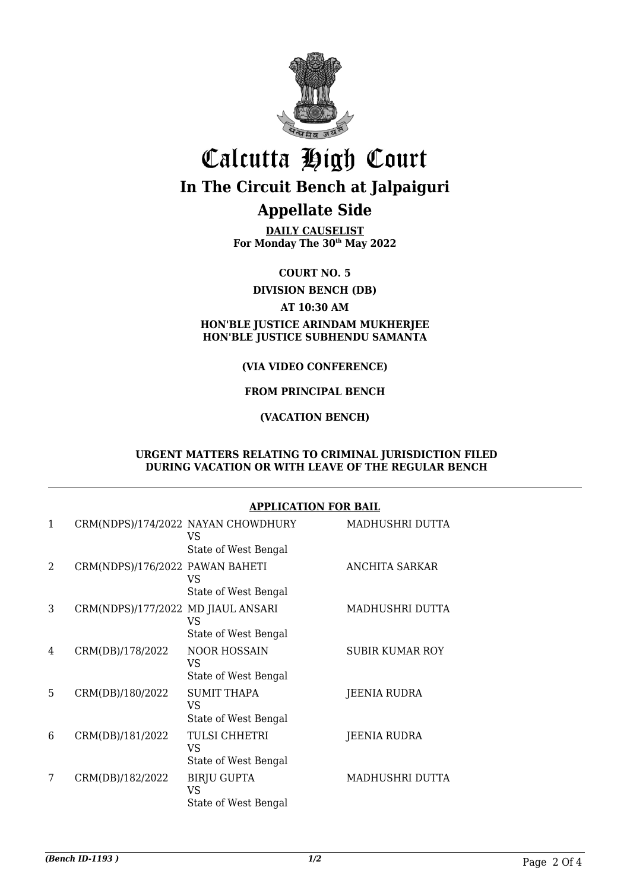# Calcutta High Court

## In The Circuit Bench at Jalpaiguri

## Appellate Side

**DAILY CAUSELIST**
**For Monday The 30th May 2022**

**COURT NO. 5**

**DIVISION BENCH (DB)**

**AT 10:30 AM**

**HON'BLE JUSTICE ARINDAM MUKHERJEE**
**HON'BLE JUSTICE SUBHENDU SAMANTA**

**(VIA VIDEO CONFERENCE)**

**FROM PRINCIPAL BENCH**

**(VACATION BENCH)**

**URGENT MATTERS RELATING TO CRIMINAL JURISDICTION FILED DURING VACATION OR WITH LEAVE OF THE REGULAR BENCH**

**APPLICATION FOR BAIL**

| | | | |
|---|---|---|---|
| 1 | CRM(NDPS)/174/2022 | NAYAN CHOWDHURY VS State of West Bengal | MADHUSHRI DUTTA |
| 2 | CRM(NDPS)/176/2022 | PAWAN BAHETI VS State of West Bengal | ANCHITA SARKAR |
| 3 | CRM(NDPS)/177/2022 | MD JIAUL ANSARI VS State of West Bengal | MADHUSHRI DUTTA |
| 4 | CRM(DB)/178/2022 | NOOR HOSSAIN VS State of West Bengal | SUBIR KUMAR ROY |
| 5 | CRM(DB)/180/2022 | SUMIT THAPA VS State of West Bengal | JEENIA RUDRA |
| 6 | CRM(DB)/181/2022 | TULSI CHHETRI VS State of West Bengal | JEENIA RUDRA |
| 7 | CRM(DB)/182/2022 | BIRJU GUPTA VS State of West Bengal | MADHUSHRI DUTTA |

*(Bench ID-1193 )* 1/2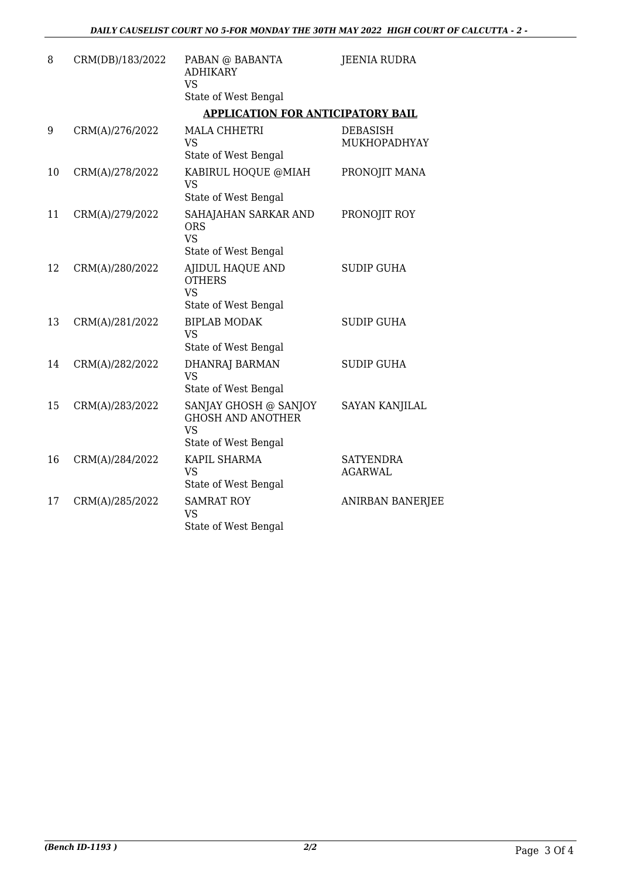| | | | |
|---|---|---|---|
| 8 | CRM(DB)/183/2022 | PABAN @ BABANTA ADHIKARY<br>VS<br>State of West Bengal | JEENIA RUDRA |

**APPLICATION FOR ANTICIPATORY BAIL**

| | | | |
|---|---|---|---|
| 9 | CRM(A)/276/2022 | MALA CHHETRI<br>VS<br>State of West Bengal | DEBASISH MUKHOPADHYAY |
| 10 | CRM(A)/278/2022 | KABIRUL HOQUE @MIAH<br>VS<br>State of West Bengal | PRONOJIT MANA |
| 11 | CRM(A)/279/2022 | SAHAJAHAN SARKAR AND ORS<br>VS<br>State of West Bengal | PRONOJIT ROY |
| 12 | CRM(A)/280/2022 | AJIDUL HAQUE AND OTHERS<br>VS<br>State of West Bengal | SUDIP GUHA |
| 13 | CRM(A)/281/2022 | BIPLAB MODAK<br>VS<br>State of West Bengal | SUDIP GUHA |
| 14 | CRM(A)/282/2022 | DHANRAJ BARMAN<br>VS<br>State of West Bengal | SUDIP GUHA |
| 15 | CRM(A)/283/2022 | SANJAY GHOSH @ SANJOY GHOSH AND ANOTHER<br>VS<br>State of West Bengal | SAYAN KANJILAL |
| 16 | CRM(A)/284/2022 | KAPIL SHARMA<br>VS<br>State of West Bengal | SATYENDRA AGARWAL |
| 17 | CRM(A)/285/2022 | SAMRAT ROY<br>VS<br>State of West Bengal | ANIRBAN BANERJEE |

*(Bench ID-1193 )* *2/2*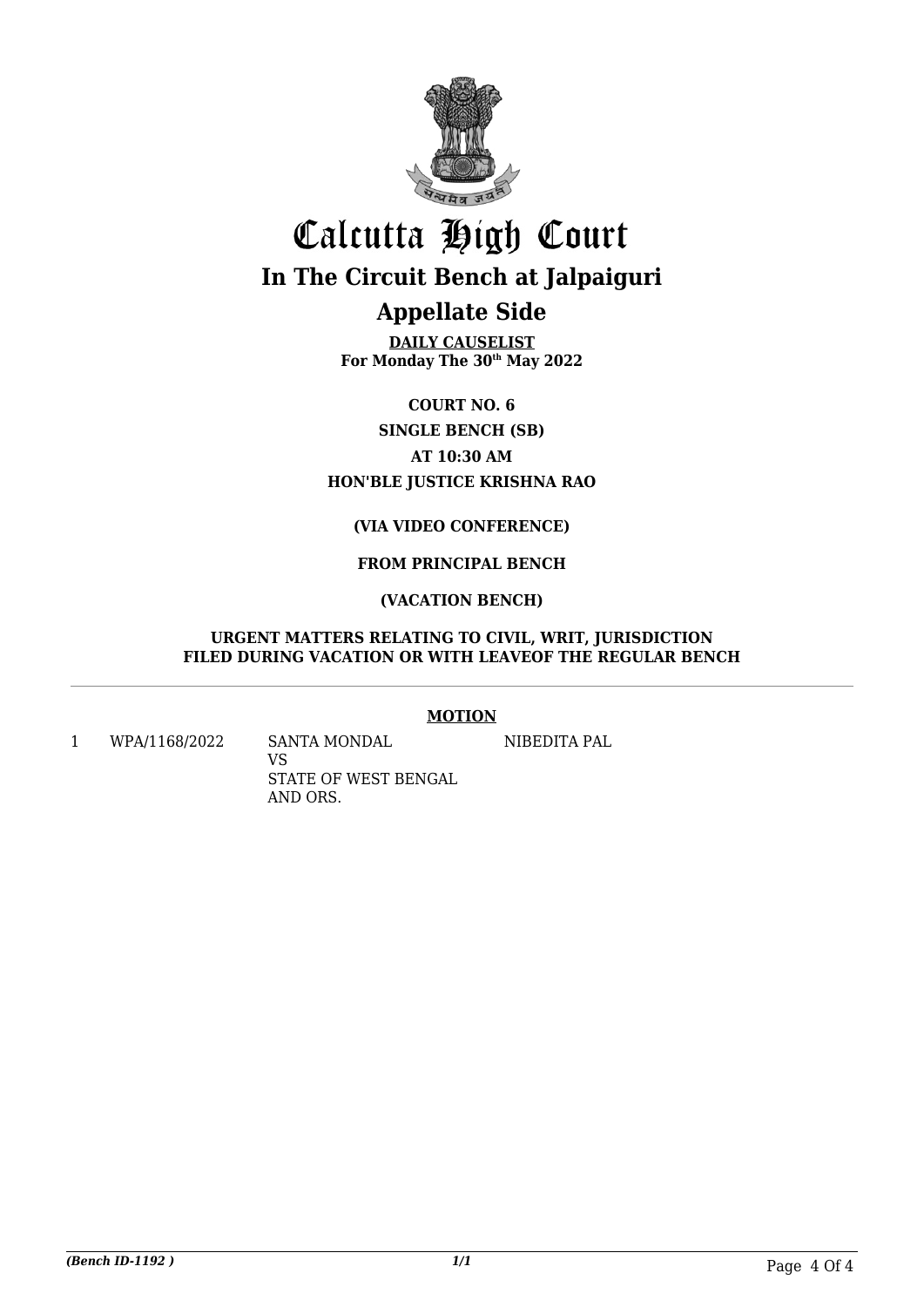# Calcutta High Court

## In The Circuit Bench at Jalpaiguri

## Appellate Side

**DAILY CAUSELIST**
**For Monday The 30th May 2022**

**COURT NO. 6**

**SINGLE BENCH (SB)**

**AT 10:30 AM**

**HON'BLE JUSTICE KRISHNA RAO**

**(VIA VIDEO CONFERENCE)**

**FROM PRINCIPAL BENCH**

**(VACATION BENCH)**

**URGENT MATTERS RELATING TO CIVIL, WRIT, JURISDICTION FILED DURING VACATION OR WITH LEAVEOF THE REGULAR BENCH**

**MOTION**

| | | | |
|---|---|---|---|
| 1 | WPA/1168/2022 | SANTA MONDAL<br>VS<br>STATE OF WEST BENGAL AND ORS. | NIBEDITA PAL |

*(Bench ID-1192 )* *1/1*